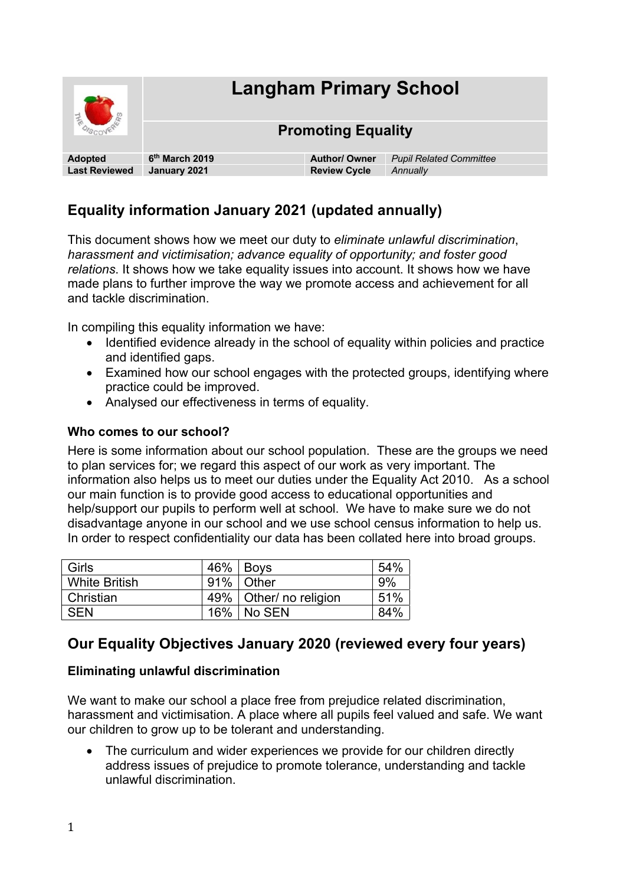# Langham Primary School

## Promoting Equality

| | | | |
|---|---|---|---|
| **Adopted** | **6th March 2019** | **Author/ Owner** | *Pupil Related Committee* |
| **Last Reviewed** | **January 2021** | **Review Cycle** | *Annually* |

## Equality information January 2021 (updated annually)

This document shows how we meet our duty to *eliminate unlawful discrimination*, *harassment and victimisation; advance equality of opportunity; and foster good relations*. It shows how we take equality issues into account. It shows how we have made plans to further improve the way we promote access and achievement for all and tackle discrimination.

In compiling this equality information we have:

- Identified evidence already in the school of equality within policies and practice and identified gaps.
- Examined how our school engages with the protected groups, identifying where practice could be improved.
- Analysed our effectiveness in terms of equality.

### Who comes to our school?

Here is some information about our school population. These are the groups we need to plan services for; we regard this aspect of our work as very important. The information also helps us to meet our duties under the Equality Act 2010. As a school our main function is to provide good access to educational opportunities and help/support our pupils to perform well at school. We have to make sure we do not disadvantage anyone in our school and we use school census information to help us. In order to respect confidentiality our data has been collated here into broad groups.

| | | | |
|---|---|---|---|
| Girls | 46% | Boys | 54% |
| White British | 91% | Other | 9% |
| Christian | 49% | Other/ no religion | 51% |
| SEN | 16% | No SEN | 84% |

## Our Equality Objectives January 2020 (reviewed every four years)

### Eliminating unlawful discrimination

We want to make our school a place free from prejudice related discrimination, harassment and victimisation. A place where all pupils feel valued and safe. We want our children to grow up to be tolerant and understanding.

- The curriculum and wider experiences we provide for our children directly address issues of prejudice to promote tolerance, understanding and tackle unlawful discrimination.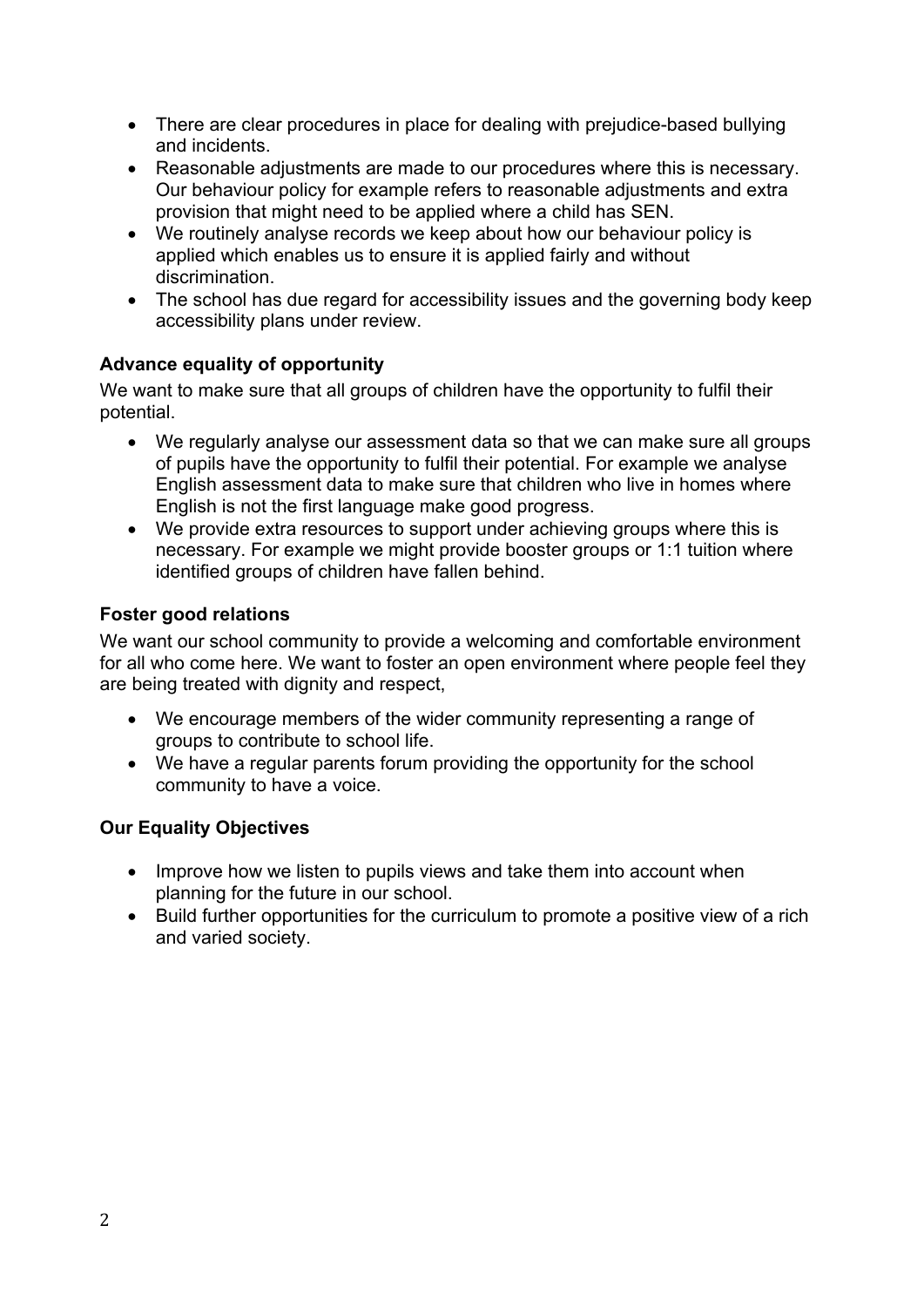- There are clear procedures in place for dealing with prejudice-based bullying and incidents.
- Reasonable adjustments are made to our procedures where this is necessary. Our behaviour policy for example refers to reasonable adjustments and extra provision that might need to be applied where a child has SEN.
- We routinely analyse records we keep about how our behaviour policy is applied which enables us to ensure it is applied fairly and without discrimination.
- The school has due regard for accessibility issues and the governing body keep accessibility plans under review.

**Advance equality of opportunity**

We want to make sure that all groups of children have the opportunity to fulfil their potential.

- We regularly analyse our assessment data so that we can make sure all groups of pupils have the opportunity to fulfil their potential. For example we analyse English assessment data to make sure that children who live in homes where English is not the first language make good progress.
- We provide extra resources to support under achieving groups where this is necessary. For example we might provide booster groups or 1:1 tuition where identified groups of children have fallen behind.

**Foster good relations**

We want our school community to provide a welcoming and comfortable environment for all who come here. We want to foster an open environment where people feel they are being treated with dignity and respect,

- We encourage members of the wider community representing a range of groups to contribute to school life.
- We have a regular parents forum providing the opportunity for the school community to have a voice.

**Our Equality Objectives**

- Improve how we listen to pupils views and take them into account when planning for the future in our school.
- Build further opportunities for the curriculum to promote a positive view of a rich and varied society.